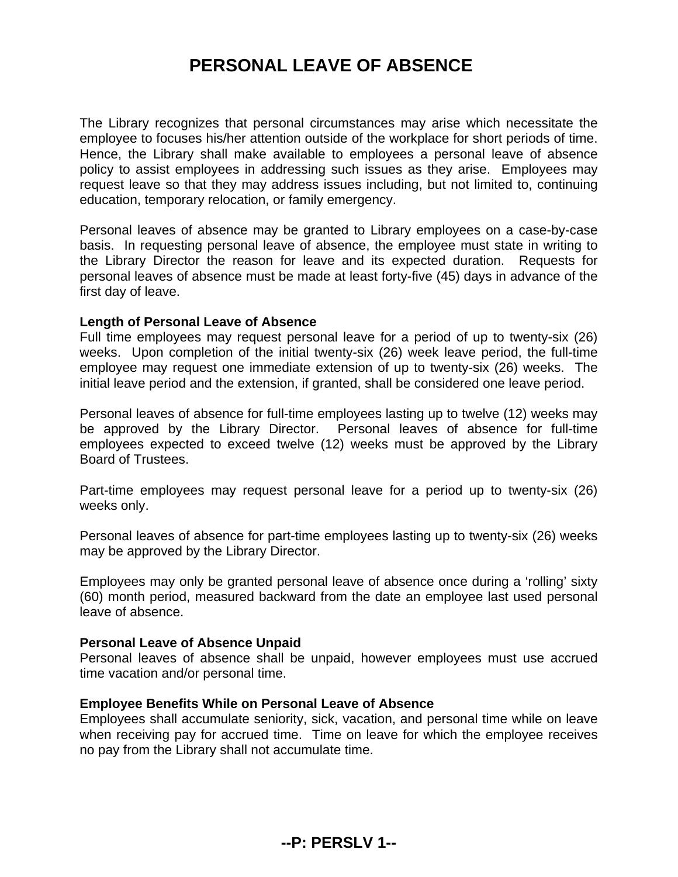# PERSONAL LEAVE OF ABSENCE

The Library recognizes that personal circumstances may arise which necessitate the employee to focuses his/her attention outside of the workplace for short periods of time. Hence, the Library shall make available to employees a personal leave of absence policy to assist employees in addressing such issues as they arise. Employees may request leave so that they may address issues including, but not limited to, continuing education, temporary relocation, or family emergency.

Personal leaves of absence may be granted to Library employees on a case-by-case basis. In requesting personal leave of absence, the employee must state in writing to the Library Director the reason for leave and its expected duration. Requests for personal leaves of absence must be made at least forty-five (45) days in advance of the first day of leave.

**Length of Personal Leave of Absence**
Full time employees may request personal leave for a period of up to twenty-six (26) weeks. Upon completion of the initial twenty-six (26) week leave period, the full-time employee may request one immediate extension of up to twenty-six (26) weeks. The initial leave period and the extension, if granted, shall be considered one leave period.

Personal leaves of absence for full-time employees lasting up to twelve (12) weeks may be approved by the Library Director. Personal leaves of absence for full-time employees expected to exceed twelve (12) weeks must be approved by the Library Board of Trustees.

Part-time employees may request personal leave for a period up to twenty-six (26) weeks only.

Personal leaves of absence for part-time employees lasting up to twenty-six (26) weeks may be approved by the Library Director.

Employees may only be granted personal leave of absence once during a 'rolling' sixty (60) month period, measured backward from the date an employee last used personal leave of absence.

**Personal Leave of Absence Unpaid**
Personal leaves of absence shall be unpaid, however employees must use accrued time vacation and/or personal time.

**Employee Benefits While on Personal Leave of Absence**
Employees shall accumulate seniority, sick, vacation, and personal time while on leave when receiving pay for accrued time. Time on leave for which the employee receives no pay from the Library shall not accumulate time.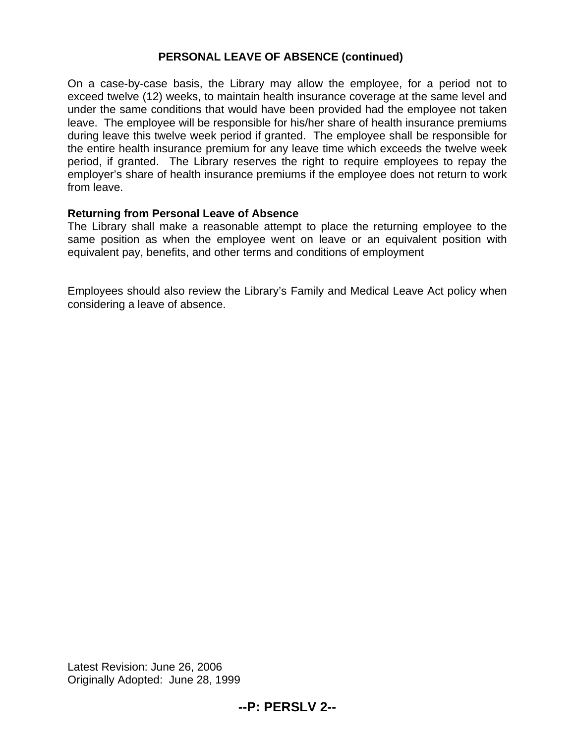## PERSONAL LEAVE OF ABSENCE (continued)

On a case-by-case basis, the Library may allow the employee, for a period not to exceed twelve (12) weeks, to maintain health insurance coverage at the same level and under the same conditions that would have been provided had the employee not taken leave. The employee will be responsible for his/her share of health insurance premiums during leave this twelve week period if granted. The employee shall be responsible for the entire health insurance premium for any leave time which exceeds the twelve week period, if granted. The Library reserves the right to require employees to repay the employer's share of health insurance premiums if the employee does not return to work from leave.

**Returning from Personal Leave of Absence**

The Library shall make a reasonable attempt to place the returning employee to the same position as when the employee went on leave or an equivalent position with equivalent pay, benefits, and other terms and conditions of employment

Employees should also review the Library's Family and Medical Leave Act policy when considering a leave of absence.

Latest Revision: June 26, 2006
Originally Adopted: June 28, 1999

**--P: PERSLV 2--**